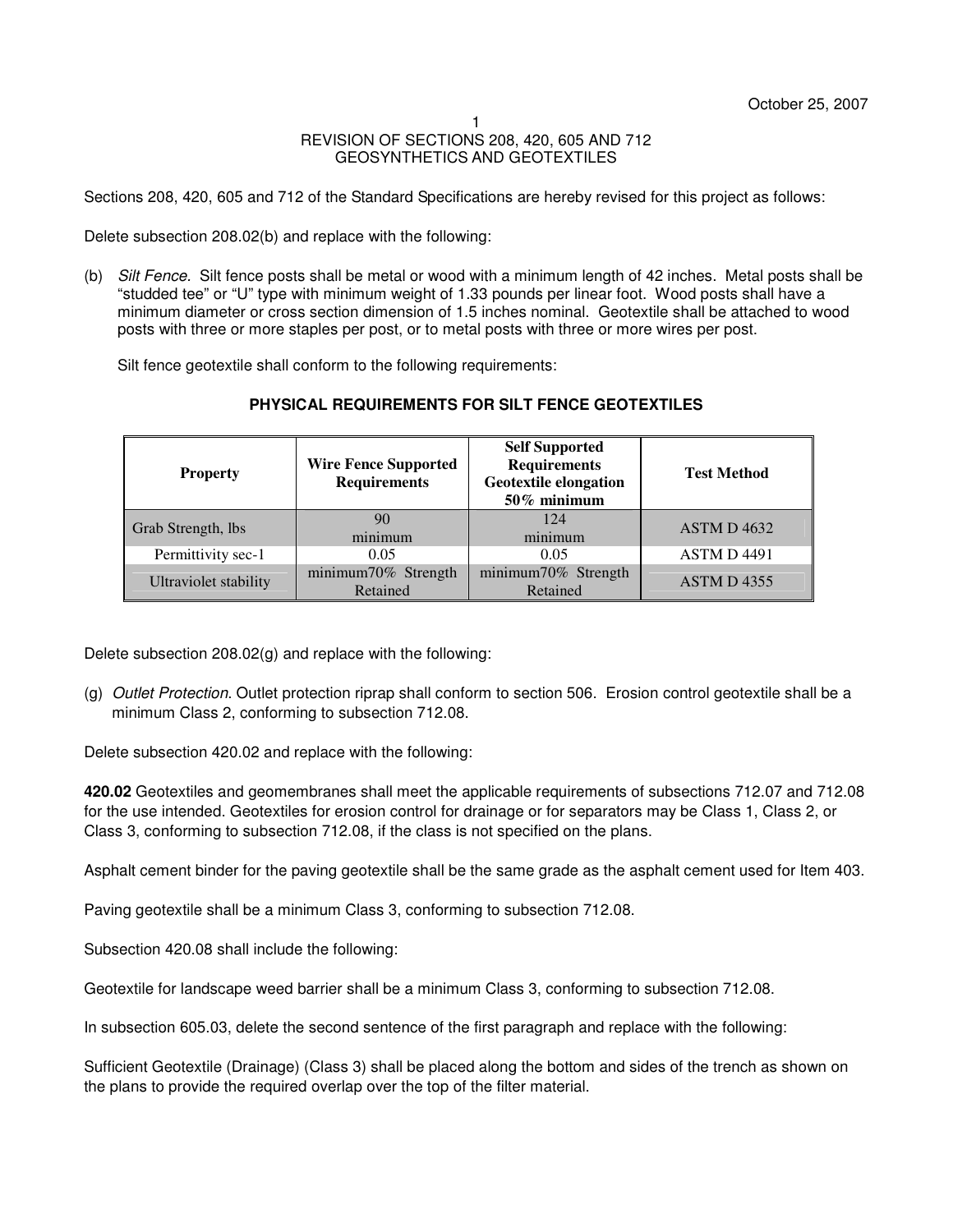October 25, 2007

# REVISION OF SECTIONS 208, 420, 605 AND 712
## GEOSYNTHETICS AND GEOTEXTILES

Sections 208, 420, 605 and 712 of the Standard Specifications are hereby revised for this project as follows:

Delete subsection 208.02(b) and replace with the following:

(b) *Silt Fence.* Silt fence posts shall be metal or wood with a minimum length of 42 inches. Metal posts shall be "studded tee" or "U" type with minimum weight of 1.33 pounds per linear foot. Wood posts shall have a minimum diameter or cross section dimension of 1.5 inches nominal. Geotextile shall be attached to wood posts with three or more staples per post, or to metal posts with three or more wires per post.

Silt fence geotextile shall conform to the following requirements:

**PHYSICAL REQUIREMENTS FOR SILT FENCE GEOTEXTILES**

| Property | Wire Fence Supported Requirements | Self Supported Requirements Geotextile elongation 50% minimum | Test Method |
|---|---|---|---|
| Grab Strength, lbs | 90 minimum | 124 minimum | ASTM D 4632 |
| Permittivity sec-1 | 0.05 | 0.05 | ASTM D 4491 |
| Ultraviolet stability | minimum70% Strength Retained | minimum70% Strength Retained | ASTM D 4355 |

Delete subsection 208.02(g) and replace with the following:

(g) *Outlet Protection*. Outlet protection riprap shall conform to section 506. Erosion control geotextile shall be a minimum Class 2, conforming to subsection 712.08.

Delete subsection 420.02 and replace with the following:

**420.02** Geotextiles and geomembranes shall meet the applicable requirements of subsections 712.07 and 712.08 for the use intended. Geotextiles for erosion control for drainage or for separators may be Class 1, Class 2, or Class 3, conforming to subsection 712.08, if the class is not specified on the plans.

Asphalt cement binder for the paving geotextile shall be the same grade as the asphalt cement used for Item 403.

Paving geotextile shall be a minimum Class 3, conforming to subsection 712.08.

Subsection 420.08 shall include the following:

Geotextile for landscape weed barrier shall be a minimum Class 3, conforming to subsection 712.08.

In subsection 605.03, delete the second sentence of the first paragraph and replace with the following:

Sufficient Geotextile (Drainage) (Class 3) shall be placed along the bottom and sides of the trench as shown on the plans to provide the required overlap over the top of the filter material.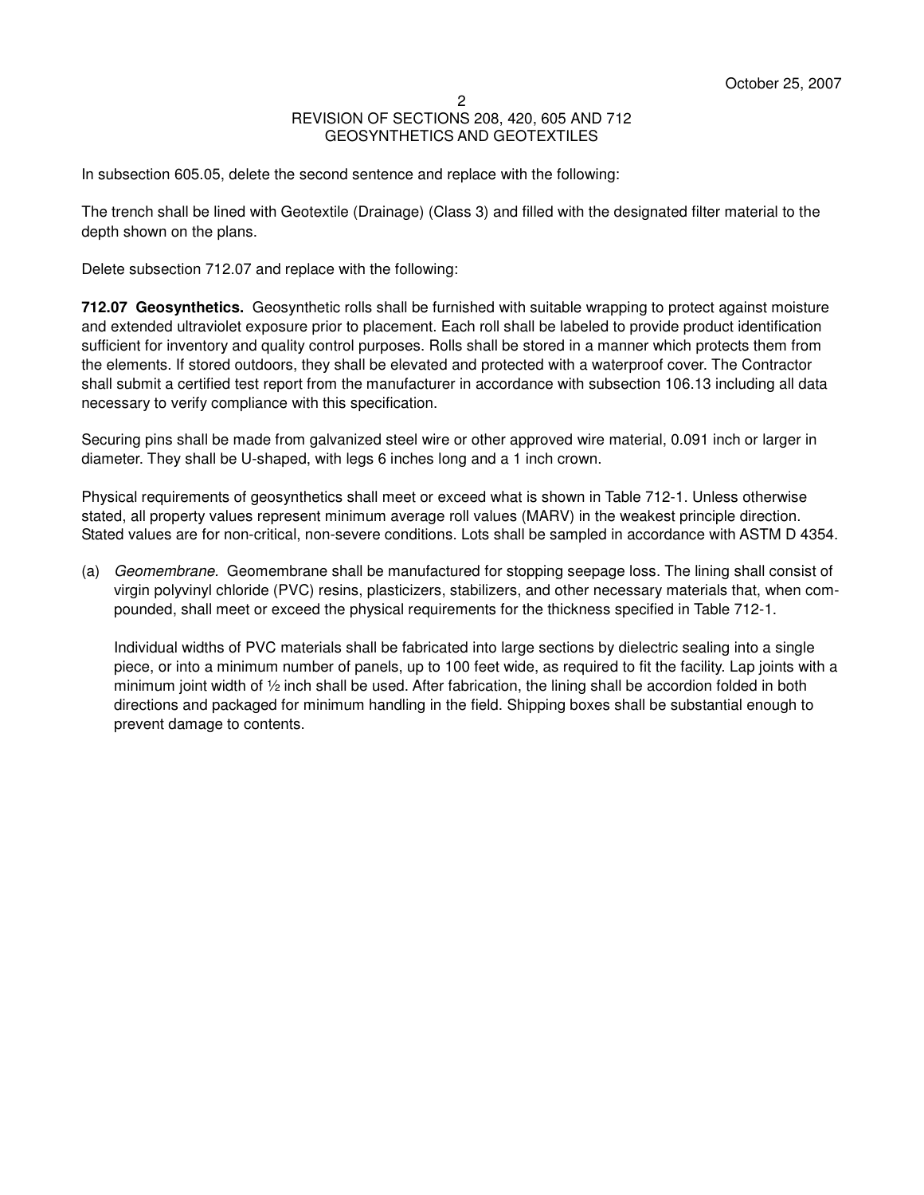In subsection 605.05, delete the second sentence and replace with the following:

The trench shall be lined with Geotextile (Drainage) (Class 3) and filled with the designated filter material to the depth shown on the plans.

Delete subsection 712.07 and replace with the following:

**712.07 Geosynthetics.** Geosynthetic rolls shall be furnished with suitable wrapping to protect against moisture and extended ultraviolet exposure prior to placement. Each roll shall be labeled to provide product identification sufficient for inventory and quality control purposes. Rolls shall be stored in a manner which protects them from the elements. If stored outdoors, they shall be elevated and protected with a waterproof cover. The Contractor shall submit a certified test report from the manufacturer in accordance with subsection 106.13 including all data necessary to verify compliance with this specification.

Securing pins shall be made from galvanized steel wire or other approved wire material, 0.091 inch or larger in diameter. They shall be U-shaped, with legs 6 inches long and a 1 inch crown.

Physical requirements of geosynthetics shall meet or exceed what is shown in Table 712-1. Unless otherwise stated, all property values represent minimum average roll values (MARV) in the weakest principle direction. Stated values are for non-critical, non-severe conditions. Lots shall be sampled in accordance with ASTM D 4354.

(a) *Geomembrane*. Geomembrane shall be manufactured for stopping seepage loss. The lining shall consist of virgin polyvinyl chloride (PVC) resins, plasticizers, stabilizers, and other necessary materials that, when compounded, shall meet or exceed the physical requirements for the thickness specified in Table 712-1.

    Individual widths of PVC materials shall be fabricated into large sections by dielectric sealing into a single piece, or into a minimum number of panels, up to 100 feet wide, as required to fit the facility. Lap joints with a minimum joint width of ½ inch shall be used. After fabrication, the lining shall be accordion folded in both directions and packaged for minimum handling in the field. Shipping boxes shall be substantial enough to prevent damage to contents.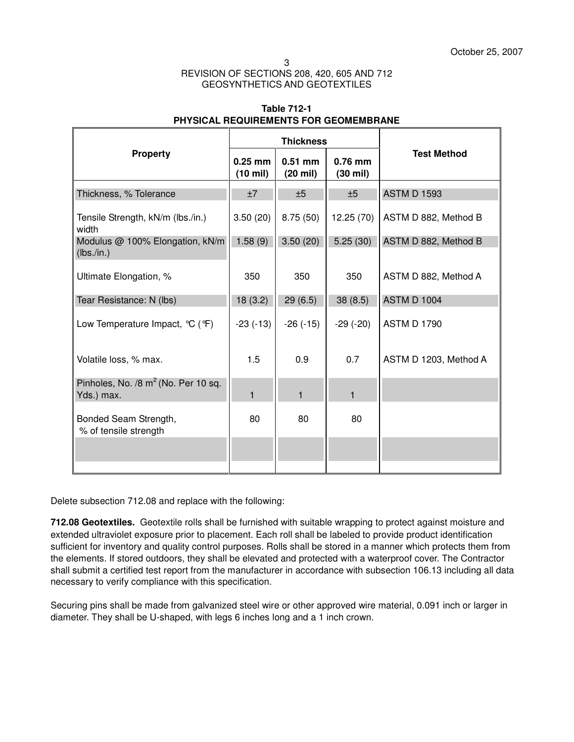**Table 712-1**
**PHYSICAL REQUIREMENTS FOR GEOMEMBRANE**

| Property | Thickness | | | Test Method |
|---|---|---|---|---|
| | 0.25 mm (10 mil) | 0.51 mm (20 mil) | 0.76 mm (30 mil) | |
| Thickness, % Tolerance | ±7 | ±5 | ±5 | ASTM D 1593 |
| Tensile Strength, kN/m (lbs./in.) width | 3.50 (20) | 8.75 (50) | 12.25 (70) | ASTM D 882, Method B |
| Modulus @ 100% Elongation, kN/m (lbs./in.) | 1.58 (9) | 3.50 (20) | 5.25 (30) | ASTM D 882, Method B |
| Ultimate Elongation, % | 350 | 350 | 350 | ASTM D 882, Method A |
| Tear Resistance: N (lbs) | 18 (3.2) | 29 (6.5) | 38 (8.5) | ASTM D 1004 |
| Low Temperature Impact, °C (°F) | -23 (-13) | -26 (-15) | -29 (-20) | ASTM D 1790 |
| Volatile loss, % max. | 1.5 | 0.9 | 0.7 | ASTM D 1203, Method A |
| Pinholes, No. /8 $m^2$ (No. Per 10 sq. Yds.) max. | 1 | 1 | 1 | |
| Bonded Seam Strength, % of tensile strength | 80 | 80 | 80 | |

Delete subsection 712.08 and replace with the following:

**712.08 Geotextiles.** Geotextile rolls shall be furnished with suitable wrapping to protect against moisture and extended ultraviolet exposure prior to placement. Each roll shall be labeled to provide product identification sufficient for inventory and quality control purposes. Rolls shall be stored in a manner which protects them from the elements. If stored outdoors, they shall be elevated and protected with a waterproof cover. The Contractor shall submit a certified test report from the manufacturer in accordance with subsection 106.13 including all data necessary to verify compliance with this specification.

Securing pins shall be made from galvanized steel wire or other approved wire material, 0.091 inch or larger in diameter. They shall be U-shaped, with legs 6 inches long and a 1 inch crown.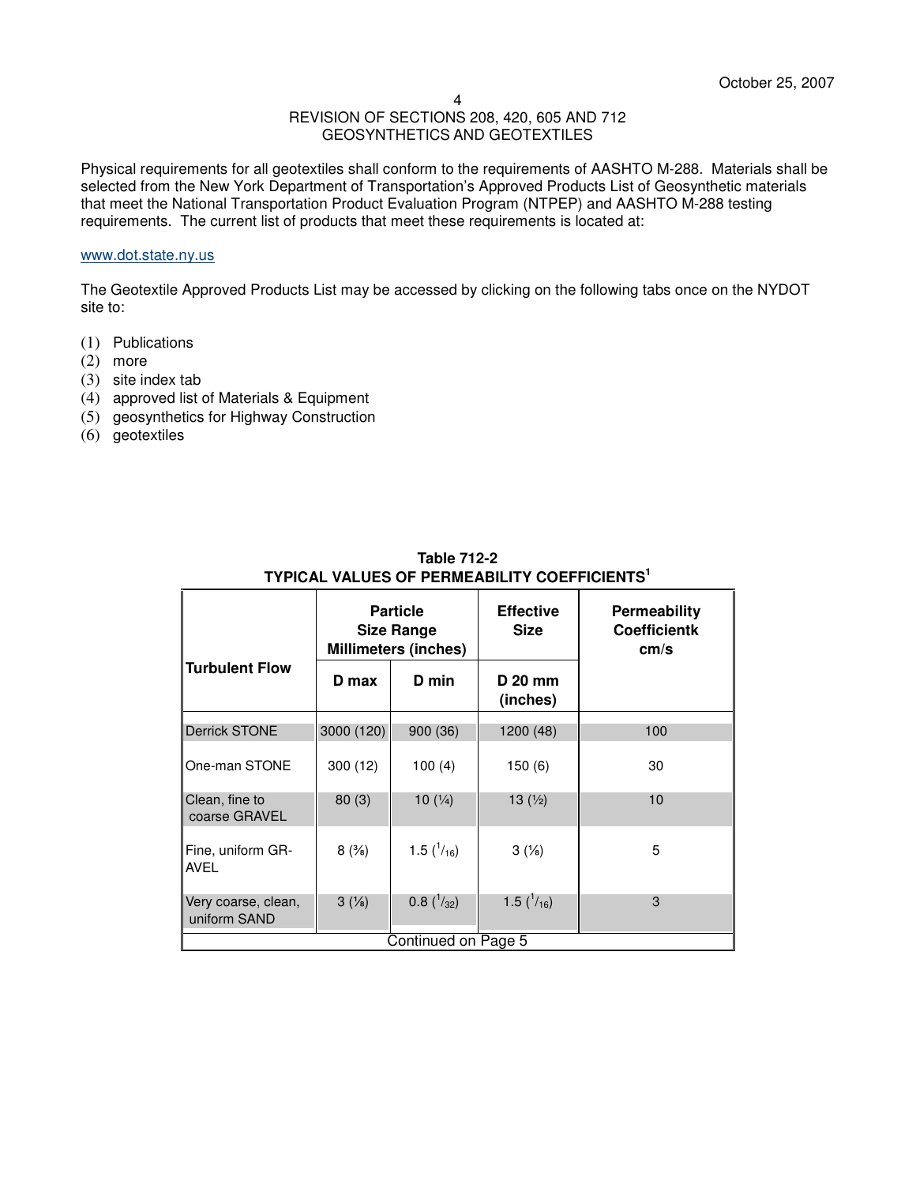Physical requirements for all geotextiles shall conform to the requirements of AASHTO M-288. Materials shall be selected from the New York Department of Transportation's Approved Products List of Geosynthetic materials that meet the National Transportation Product Evaluation Program (NTPEP) and AASHTO M-288 testing requirements. The current list of products that meet these requirements is located at:

www.dot.state.ny.us

The Geotextile Approved Products List may be accessed by clicking on the following tabs once on the NYDOT site to:

(1) Publications
(2) more
(3) site index tab
(4) approved list of Materials & Equipment
(5) geosynthetics for Highway Construction
(6) geotextiles

**Table 712-2**
**TYPICAL VALUES OF PERMEABILITY COEFFICIENTS[1]**

| Turbulent Flow | Particle Size Range Millimeters (inches) | | Effective Size | Permeability Coefficientk cm/s |
|---|---|---|---|---|
| | D max | D min | D 20 mm (inches) | |
| Derrick STONE | 3000 (120) | 900 (36) | 1200 (48) | 100 |
| One-man STONE | 300 (12) | 100 (4) | 150 (6) | 30 |
| Clean, fine to coarse GRAVEL | 80 (3) | 10 (¼) | 13 (½) | 10 |
| Fine, uniform GRAVEL | 8 (⅜) | 1.5 (1/16) | 3 (⅛) | 5 |
| Very coarse, clean, uniform SAND | 3 (⅛) | 0.8 (1/32) | 1.5 (1/16) | 3 |

Continued on Page 5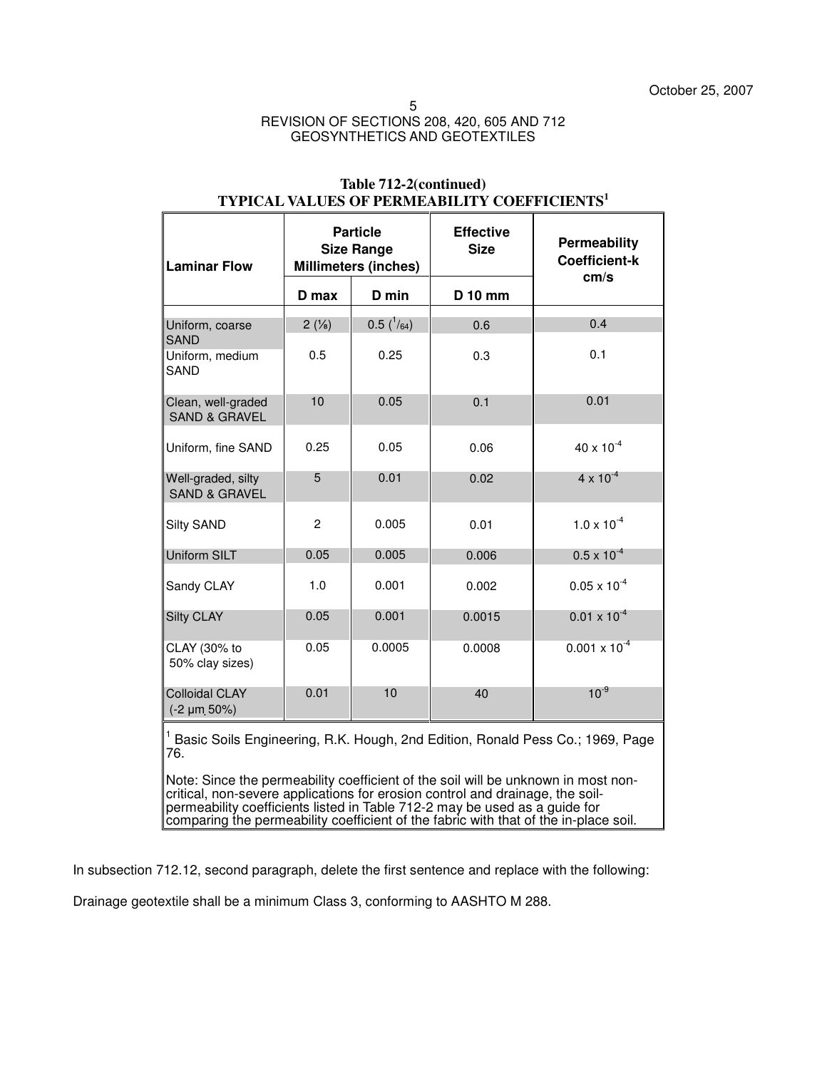**Table 712-2(continued)**
**TYPICAL VALUES OF PERMEABILITY COEFFICIENTS[1]**

| Laminar Flow | Particle Size Range Millimeters (inches) | | Effective Size | Permeability Coefficient-k cm/s |
|---|---|---|---|---|
| | D max | D min | D 10 mm | |
| Uniform, coarse SAND | 2 (⅛) | 0.5 ($^{1}/_{64}$) | 0.6 | 0.4 |
| Uniform, medium SAND | 0.5 | 0.25 | 0.3 | 0.1 |
| Clean, well-graded SAND & GRAVEL | 10 | 0.05 | 0.1 | 0.01 |
| Uniform, fine SAND | 0.25 | 0.05 | 0.06 | $40 \times 10^{-4}$ |
| Well-graded, silty SAND & GRAVEL | 5 | 0.01 | 0.02 | $4 \times 10^{-4}$ |
| Silty SAND | 2 | 0.005 | 0.01 | $1.0 \times 10^{-4}$ |
| Uniform SILT | 0.05 | 0.005 | 0.006 | $0.5 \times 10^{-4}$ |
| Sandy CLAY | 1.0 | 0.001 | 0.002 | $0.05 \times 10^{-4}$ |
| Silty CLAY | 0.05 | 0.001 | 0.0015 | $0.01 \times 10^{-4}$ |
| CLAY (30% to 50% clay sizes) | 0.05 | 0.0005 | 0.0008 | $0.001 \times 10^{-4}$ |
| Colloidal CLAY (-2 µm 50%) | 0.01 | 10 | 40 | $10^{-9}$ |

[1] Basic Soils Engineering, R.K. Hough, 2nd Edition, Ronald Pess Co.; 1969, Page 76.

Note: Since the permeability coefficient of the soil will be unknown in most non-critical, non-severe applications for erosion control and drainage, the soil-permeability coefficients listed in Table 712-2 may be used as a guide for comparing the permeability coefficient of the fabric with that of the in-place soil.

In subsection 712.12, second paragraph, delete the first sentence and replace with the following:

Drainage geotextile shall be a minimum Class 3, conforming to AASHTO M 288.